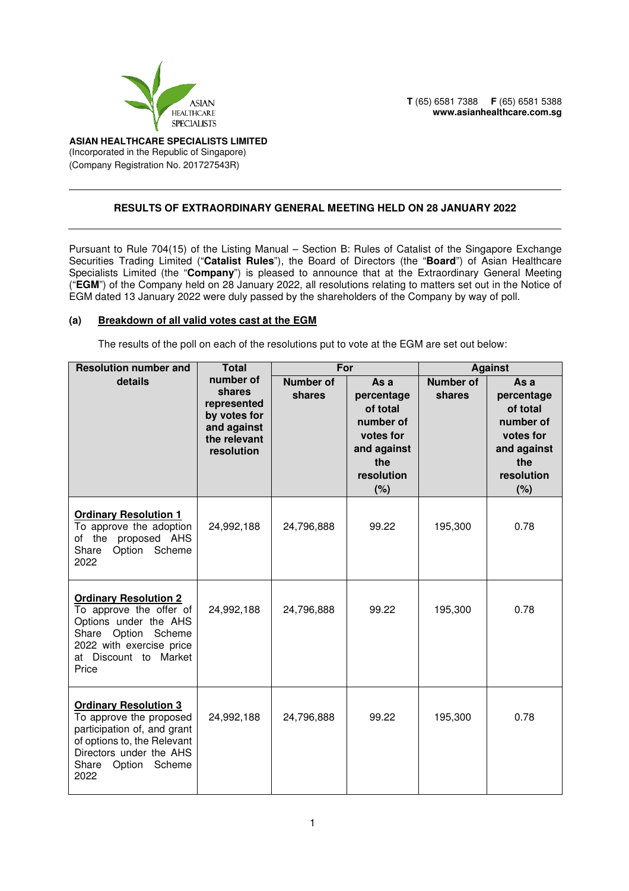T (65) 6581 7388 F (65) 6581 5388
www.asianhealthcare.com.sg

**ASIAN HEALTHCARE SPECIALISTS LIMITED**
(Incorporated in the Republic of Singapore)
(Company Registration No. 201727543R)

## RESULTS OF EXTRAORDINARY GENERAL MEETING HELD ON 28 JANUARY 2022

Pursuant to Rule 704(15) of the Listing Manual – Section B: Rules of Catalist of the Singapore Exchange Securities Trading Limited ("**Catalist Rules**"), the Board of Directors (the "**Board**") of Asian Healthcare Specialists Limited (the "**Company**") is pleased to announce that at the Extraordinary General Meeting ("**EGM**") of the Company held on 28 January 2022, all resolutions relating to matters set out in the Notice of EGM dated 13 January 2022 were duly passed by the shareholders of the Company by way of poll.

### (a) Breakdown of all valid votes cast at the EGM

The results of the poll on each of the resolutions put to vote at the EGM are set out below:

| Resolution number and details | Total number of shares represented by votes for and against the relevant resolution | For | | Against | |
|---|---|---|---|---|---|
| | | Number of shares | As a percentage of total number of votes for and against the resolution (%) | Number of shares | As a percentage of total number of votes for and against the resolution (%) |
| **Ordinary Resolution 1** To approve the adoption of the proposed AHS Share Option Scheme 2022 | 24,992,188 | 24,796,888 | 99.22 | 195,300 | 0.78 |
| **Ordinary Resolution 2** To approve the offer of Options under the AHS Share Option Scheme 2022 with exercise price at Discount to Market Price | 24,992,188 | 24,796,888 | 99.22 | 195,300 | 0.78 |
| **Ordinary Resolution 3** To approve the proposed participation of, and grant of options to, the Relevant Directors under the AHS Share Option Scheme 2022 | 24,992,188 | 24,796,888 | 99.22 | 195,300 | 0.78 |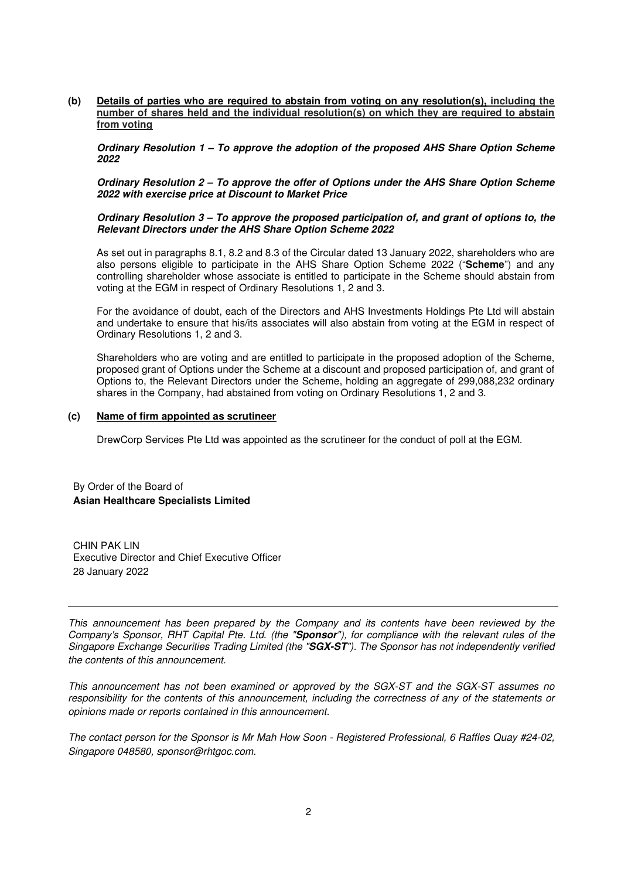**(b) Details of parties who are required to abstain from voting on any resolution(s), including the number of shares held and the individual resolution(s) on which they are required to abstain from voting**

***Ordinary Resolution 1 – To approve the adoption of the proposed AHS Share Option Scheme 2022***

***Ordinary Resolution 2 – To approve the offer of Options under the AHS Share Option Scheme 2022 with exercise price at Discount to Market Price***

***Ordinary Resolution 3 – To approve the proposed participation of, and grant of options to, the Relevant Directors under the AHS Share Option Scheme 2022***

As set out in paragraphs 8.1, 8.2 and 8.3 of the Circular dated 13 January 2022, shareholders who are also persons eligible to participate in the AHS Share Option Scheme 2022 ("**Scheme**") and any controlling shareholder whose associate is entitled to participate in the Scheme should abstain from voting at the EGM in respect of Ordinary Resolutions 1, 2 and 3.

For the avoidance of doubt, each of the Directors and AHS Investments Holdings Pte Ltd will abstain and undertake to ensure that his/its associates will also abstain from voting at the EGM in respect of Ordinary Resolutions 1, 2 and 3.

Shareholders who are voting and are entitled to participate in the proposed adoption of the Scheme, proposed grant of Options under the Scheme at a discount and proposed participation of, and grant of Options to, the Relevant Directors under the Scheme, holding an aggregate of 299,088,232 ordinary shares in the Company, had abstained from voting on Ordinary Resolutions 1, 2 and 3.

**(c) Name of firm appointed as scrutineer**

DrewCorp Services Pte Ltd was appointed as the scrutineer for the conduct of poll at the EGM.

By Order of the Board of
**Asian Healthcare Specialists Limited**

CHIN PAK LIN
Executive Director and Chief Executive Officer
28 January 2022

---

*This announcement has been prepared by the Company and its contents have been reviewed by the Company's Sponsor, RHT Capital Pte. Ltd. (the "**Sponsor**"), for compliance with the relevant rules of the Singapore Exchange Securities Trading Limited (the "**SGX-ST**"). The Sponsor has not independently verified the contents of this announcement.*

*This announcement has not been examined or approved by the SGX-ST and the SGX-ST assumes no responsibility for the contents of this announcement, including the correctness of any of the statements or opinions made or reports contained in this announcement.*

*The contact person for the Sponsor is Mr Mah How Soon - Registered Professional, 6 Raffles Quay #24-02, Singapore 048580, sponsor@rhtgoc.com.*